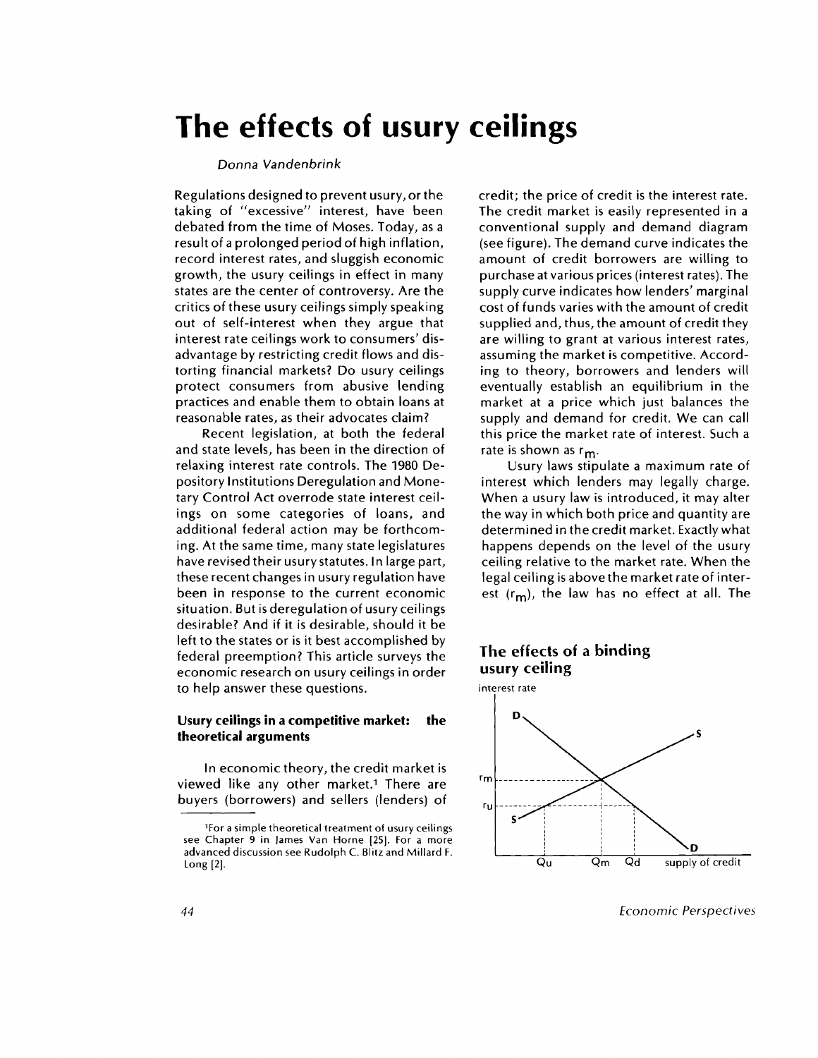# The effects of usury ceilings

*Donna Vandenbrink*

Regulations designed to prevent usury, or the taking of "excessive" interest, have been debated from the time of Moses. Today, as a result of a prolonged period of high inflation, record interest rates, and sluggish economic growth, the usury ceilings in effect in many states are the center of controversy. Are the critics of these usury ceilings simply speaking out of self-interest when they argue that interest rate ceilings work to consumers' disadvantage by restricting credit flows and distorting financial markets? Do usury ceilings protect consumers from abusive lending practices and enable them to obtain loans at reasonable rates, as their advocates claim?

Recent legislation, at both the federal and state levels, has been in the direction of relaxing interest rate controls. The 1980 Depository Institutions Deregulation and Monetary Control Act overrode state interest ceilings on some categories of loans, and additional federal action may be forthcoming. At the same time, many state legislatures have revised their usury statutes. In large part, these recent changes in usury regulation have been in response to the current economic situation. But is deregulation of usury ceilings desirable? And if it is desirable, should it be left to the states or is it best accomplished by federal preemption? This article surveys the economic research on usury ceilings in order to help answer these questions.

### Usury ceilings in a competitive market: the theoretical arguments

In economic theory, the credit market is viewed like any other market.[1] There are buyers (borrowers) and sellers (lenders) of credit; the price of credit is the interest rate. The credit market is easily represented in a conventional supply and demand diagram (see figure). The demand curve indicates the amount of credit borrowers are willing to purchase at various prices (interest rates). The supply curve indicates how lenders' marginal cost of funds varies with the amount of credit supplied and, thus, the amount of credit they are willing to grant at various interest rates, assuming the market is competitive. According to theory, borrowers and lenders will eventually establish an equilibrium in the market at a price which just balances the supply and demand for credit. We can call this price the market rate of interest. Such a rate is shown as $r_m$.

Usury laws stipulate a maximum rate of interest which lenders may legally charge. When a usury law is introduced, it may alter the way in which both price and quantity are determined in the credit market. Exactly what happens depends on the level of the usury ceiling relative to the market rate. When the legal ceiling is above the market rate of interest ($r_m$), the law has no effect at all. The

**The effects of a binding usury ceiling**

[1] For a simple theoretical treatment of usury ceilings see Chapter 9 in James Van Horne [25]. For a more advanced discussion see Rudolph C. Blitz and Millard F. Long [2].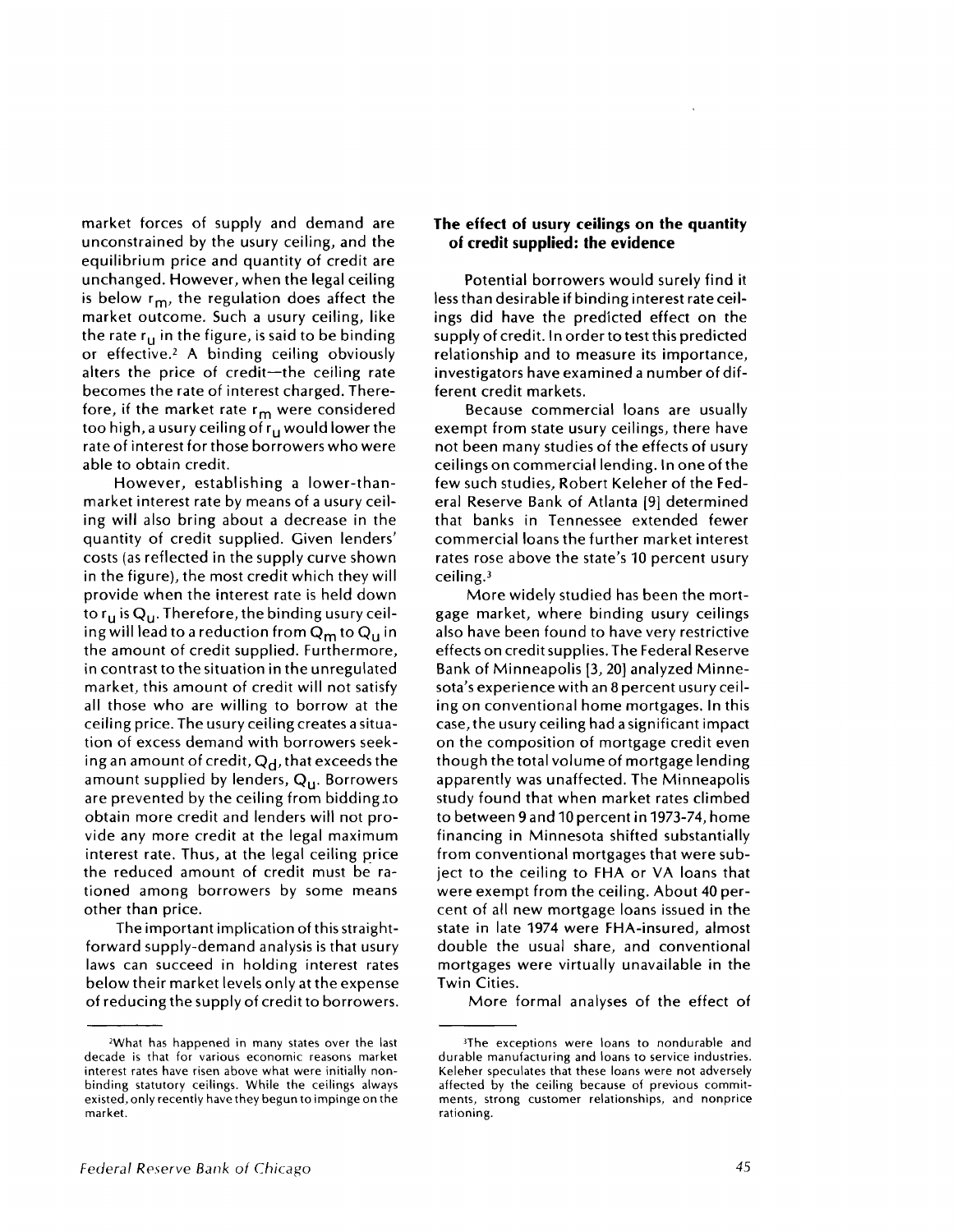market forces of supply and demand are unconstrained by the usury ceiling, and the equilibrium price and quantity of credit are unchanged. However, when the legal ceiling is below $r_m$, the regulation does affect the market outcome. Such a usury ceiling, like the rate $r_u$ in the figure, is said to be binding or effective.[2] A binding ceiling obviously alters the price of credit—the ceiling rate becomes the rate of interest charged. Therefore, if the market rate $r_m$ were considered too high, a usury ceiling of $r_u$ would lower the rate of interest for those borrowers who were able to obtain credit.

However, establishing a lower-than-market interest rate by means of a usury ceiling will also bring about a decrease in the quantity of credit supplied. Given lenders' costs (as reflected in the supply curve shown in the figure), the most credit which they will provide when the interest rate is held down to $r_u$ is $Q_u$. Therefore, the binding usury ceiling will lead to a reduction from $Q_m$ to $Q_u$ in the amount of credit supplied. Furthermore, in contrast to the situation in the unregulated market, this amount of credit will not satisfy all those who are willing to borrow at the ceiling price. The usury ceiling creates a situation of excess demand with borrowers seeking an amount of credit, $Q_d$, that exceeds the amount supplied by lenders, $Q_u$. Borrowers are prevented by the ceiling from bidding to obtain more credit and lenders will not provide any more credit at the legal maximum interest rate. Thus, at the legal ceiling price the reduced amount of credit must be rationed among borrowers by some means other than price.

The important implication of this straightforward supply-demand analysis is that usury laws can succeed in holding interest rates below their market levels only at the expense of reducing the supply of credit to borrowers.

## The effect of usury ceilings on the quantity of credit supplied: the evidence

Potential borrowers would surely find it less than desirable if binding interest rate ceilings did have the predicted effect on the supply of credit. In order to test this predicted relationship and to measure its importance, investigators have examined a number of different credit markets.

Because commercial loans are usually exempt from state usury ceilings, there have not been many studies of the effects of usury ceilings on commercial lending. In one of the few such studies, Robert Keleher of the Federal Reserve Bank of Atlanta [9] determined that banks in Tennessee extended fewer commercial loans the further market interest rates rose above the state's 10 percent usury ceiling.[3]

More widely studied has been the mortgage market, where binding usury ceilings also have been found to have very restrictive effects on credit supplies. The Federal Reserve Bank of Minneapolis [3, 20] analyzed Minnesota's experience with an 8 percent usury ceiling on conventional home mortgages. In this case, the usury ceiling had a significant impact on the composition of mortgage credit even though the total volume of mortgage lending apparently was unaffected. The Minneapolis study found that when market rates climbed to between 9 and 10 percent in 1973-74, home financing in Minnesota shifted substantially from conventional mortgages that were subject to the ceiling to FHA or VA loans that were exempt from the ceiling. About 40 percent of all new mortgage loans issued in the state in late 1974 were FHA-insured, almost double the usual share, and conventional mortgages were virtually unavailable in the Twin Cities.

More formal analyses of the effect of

---

[2] What has happened in many states over the last decade is that for various economic reasons market interest rates have risen above what were initially nonbinding statutory ceilings. While the ceilings always existed, only recently have they begun to impinge on the market.

[3] The exceptions were loans to nondurable and durable manufacturing and loans to service industries. Keleher speculates that these loans were not adversely affected by the ceiling because of previous commitments, strong customer relationships, and nonprice rationing.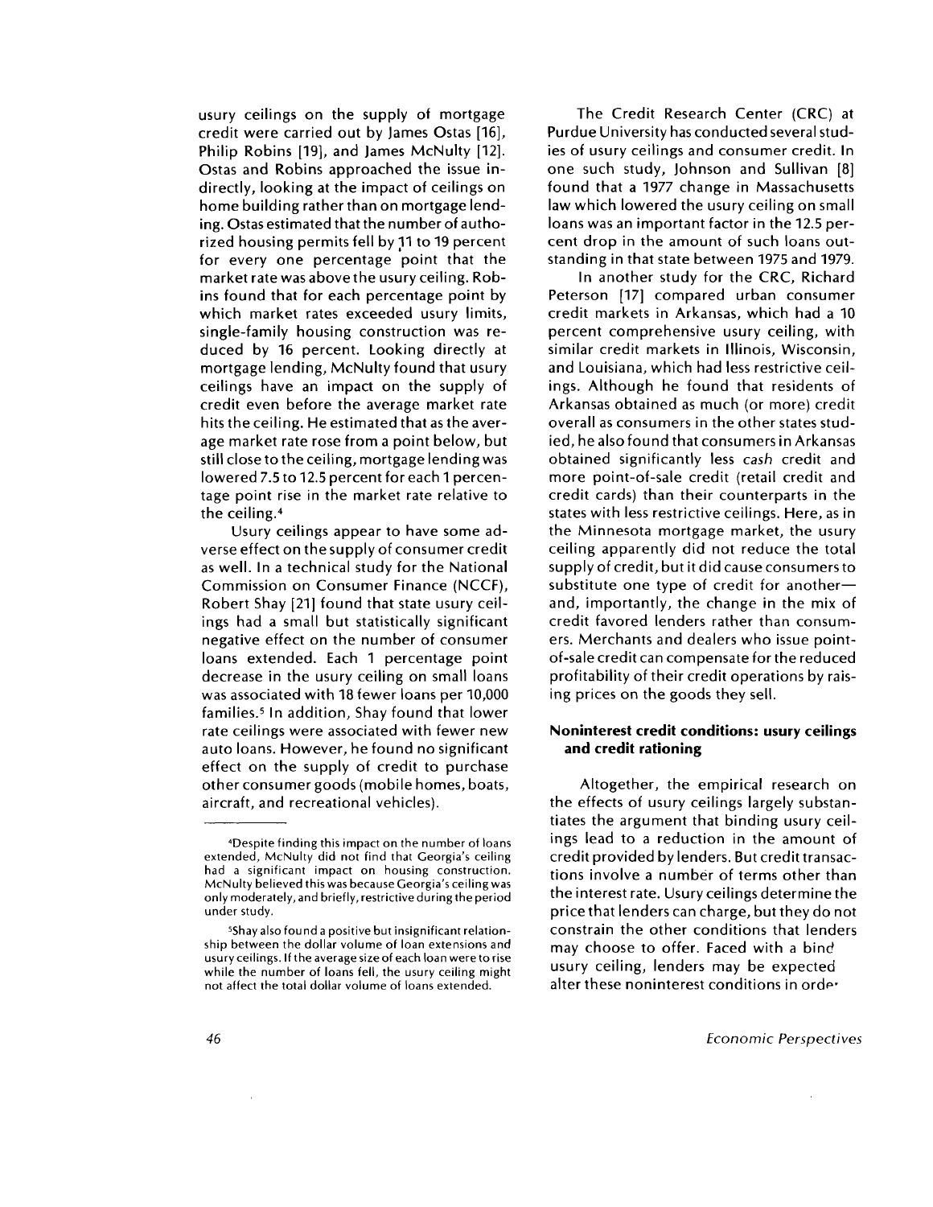usury ceilings on the supply of mortgage credit were carried out by James Ostas [16], Philip Robins [19], and James McNulty [12]. Ostas and Robins approached the issue indirectly, looking at the impact of ceilings on home building rather than on mortgage lending. Ostas estimated that the number of authorized housing permits fell by 11 to 19 percent for every one percentage point that the market rate was above the usury ceiling. Robins found that for each percentage point by which market rates exceeded usury limits, single-family housing construction was reduced by 16 percent. Looking directly at mortgage lending, McNulty found that usury ceilings have an impact on the supply of credit even before the average market rate hits the ceiling. He estimated that as the average market rate rose from a point below, but still close to the ceiling, mortgage lending was lowered 7.5 to 12.5 percent for each 1 percentage point rise in the market rate relative to the ceiling.[4]

Usury ceilings appear to have some adverse effect on the supply of consumer credit as well. In a technical study for the National Commission on Consumer Finance (NCCF), Robert Shay [21] found that state usury ceilings had a small but statistically significant negative effect on the number of consumer loans extended. Each 1 percentage point decrease in the usury ceiling on small loans was associated with 18 fewer loans per 10,000 families.[5] In addition, Shay found that lower rate ceilings were associated with fewer new auto loans. However, he found no significant effect on the supply of credit to purchase other consumer goods (mobile homes, boats, aircraft, and recreational vehicles).

The Credit Research Center (CRC) at Purdue University has conducted several studies of usury ceilings and consumer credit. In one such study, Johnson and Sullivan [8] found that a 1977 change in Massachusetts law which lowered the usury ceiling on small loans was an important factor in the 12.5 percent drop in the amount of such loans outstanding in that state between 1975 and 1979.

In another study for the CRC, Richard Peterson [17] compared urban consumer credit markets in Arkansas, which had a 10 percent comprehensive usury ceiling, with similar credit markets in Illinois, Wisconsin, and Louisiana, which had less restrictive ceilings. Although he found that residents of Arkansas obtained as much (or more) credit overall as consumers in the other states studied, he also found that consumers in Arkansas obtained significantly less *cash* credit and more point-of-sale credit (retail credit and credit cards) than their counterparts in the states with less restrictive ceilings. Here, as in the Minnesota mortgage market, the usury ceiling apparently did not reduce the total supply of credit, but it did cause consumers to substitute one type of credit for another—and, importantly, the change in the mix of credit favored lenders rather than consumers. Merchants and dealers who issue point-of-sale credit can compensate for the reduced profitability of their credit operations by raising prices on the goods they sell.

### Noninterest credit conditions: usury ceilings and credit rationing

Altogether, the empirical research on the effects of usury ceilings largely substantiates the argument that binding usury ceilings lead to a reduction in the amount of credit provided by lenders. But credit transactions involve a number of terms other than the interest rate. Usury ceilings determine the price that lenders can charge, but they do not constrain the other conditions that lenders may choose to offer. Faced with a binding usury ceiling, lenders may be expected to alter these noninterest conditions in order

---

[4] Despite finding this impact on the number of loans extended, McNulty did not find that Georgia's ceiling had a significant impact on housing construction. McNulty believed this was because Georgia's ceiling was only moderately, and briefly, restrictive during the period under study.

[5] Shay also found a positive but insignificant relationship between the dollar volume of loan extensions and usury ceilings. If the average size of each loan were to rise while the number of loans fell, the usury ceiling might not affect the total dollar volume of loans extended.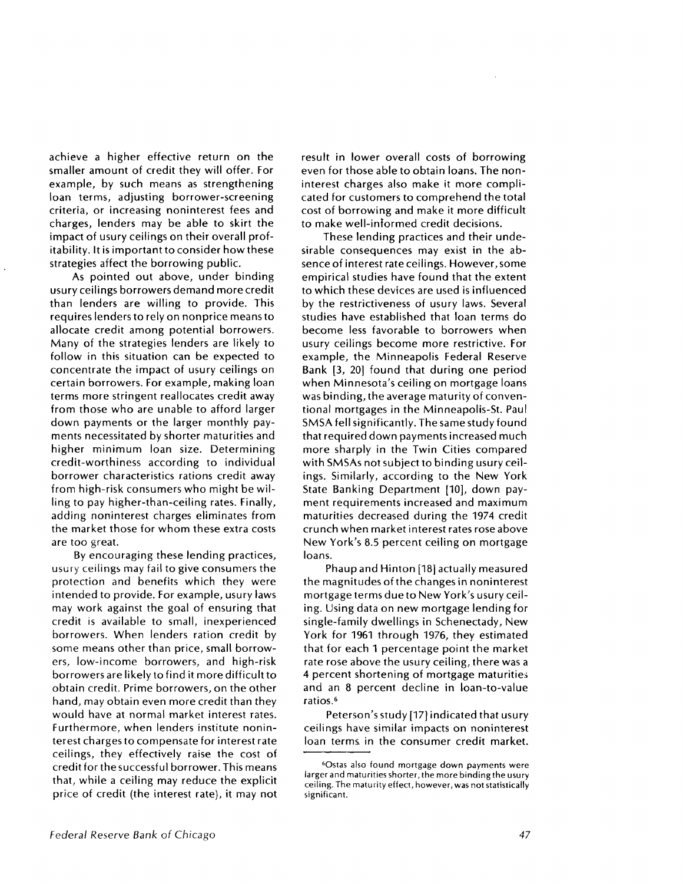achieve a higher effective return on the smaller amount of credit they will offer. For example, by such means as strengthening loan terms, adjusting borrower-screening criteria, or increasing noninterest fees and charges, lenders may be able to skirt the impact of usury ceilings on their overall profitability. It is important to consider how these strategies affect the borrowing public.

As pointed out above, under binding usury ceilings borrowers demand more credit than lenders are willing to provide. This requires lenders to rely on nonprice means to allocate credit among potential borrowers. Many of the strategies lenders are likely to follow in this situation can be expected to concentrate the impact of usury ceilings on certain borrowers. For example, making loan terms more stringent reallocates credit away from those who are unable to afford larger down payments or the larger monthly payments necessitated by shorter maturities and higher minimum loan size. Determining credit-worthiness according to individual borrower characteristics rations credit away from high-risk consumers who might be willing to pay higher-than-ceiling rates. Finally, adding noninterest charges eliminates from the market those for whom these extra costs are too great.

By encouraging these lending practices, usury ceilings may fail to give consumers the protection and benefits which they were intended to provide. For example, usury laws may work against the goal of ensuring that credit is available to small, inexperienced borrowers. When lenders ration credit by some means other than price, small borrowers, low-income borrowers, and high-risk borrowers are likely to find it more difficult to obtain credit. Prime borrowers, on the other hand, may obtain even more credit than they would have at normal market interest rates. Furthermore, when lenders institute noninterest charges to compensate for interest rate ceilings, they effectively raise the cost of credit for the successful borrower. This means that, while a ceiling may reduce the explicit price of credit (the interest rate), it may not result in lower overall costs of borrowing even for those able to obtain loans. The noninterest charges also make it more complicated for customers to comprehend the total cost of borrowing and make it more difficult to make well-informed credit decisions.

These lending practices and their undesirable consequences may exist in the absence of interest rate ceilings. However, some empirical studies have found that the extent to which these devices are used is influenced by the restrictiveness of usury laws. Several studies have established that loan terms do become less favorable to borrowers when usury ceilings become more restrictive. For example, the Minneapolis Federal Reserve Bank [3, 20] found that during one period when Minnesota's ceiling on mortgage loans was binding, the average maturity of conventional mortgages in the Minneapolis-St. Paul SMSA fell significantly. The same study found that required down payments increased much more sharply in the Twin Cities compared with SMSAs not subject to binding usury ceilings. Similarly, according to the New York State Banking Department [10], down payment requirements increased and maximum maturities decreased during the 1974 credit crunch when market interest rates rose above New York's 8.5 percent ceiling on mortgage loans.

Phaup and Hinton [18] actually measured the magnitudes of the changes in noninterest mortgage terms due to New York's usury ceiling. Using data on new mortgage lending for single-family dwellings in Schenectady, New York for 1961 through 1976, they estimated that for each 1 percentage point the market rate rose above the usury ceiling, there was a 4 percent shortening of mortgage maturities and an 8 percent decline in loan-to-value ratios.[6]

Peterson's study [17] indicated that usury ceilings have similar impacts on noninterest loan terms in the consumer credit market.

[6]Ostas also found mortgage down payments were larger and maturities shorter, the more binding the usury ceiling. The maturity effect, however, was not statistically significant.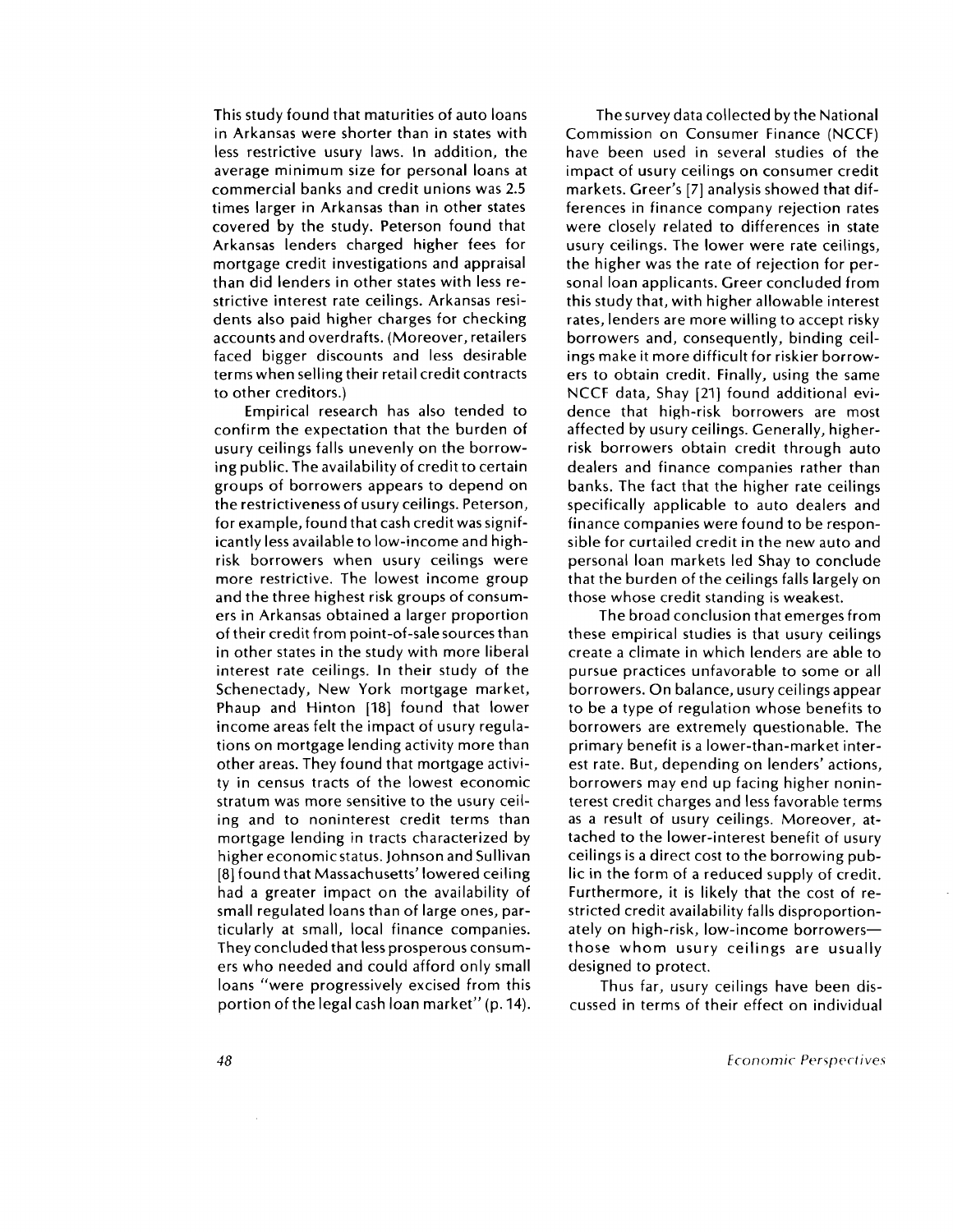This study found that maturities of auto loans in Arkansas were shorter than in states with less restrictive usury laws. In addition, the average minimum size for personal loans at commercial banks and credit unions was 2.5 times larger in Arkansas than in other states covered by the study. Peterson found that Arkansas lenders charged higher fees for mortgage credit investigations and appraisal than did lenders in other states with less restrictive interest rate ceilings. Arkansas residents also paid higher charges for checking accounts and overdrafts. (Moreover, retailers faced bigger discounts and less desirable terms when selling their retail credit contracts to other creditors.)

Empirical research has also tended to confirm the expectation that the burden of usury ceilings falls unevenly on the borrowing public. The availability of credit to certain groups of borrowers appears to depend on the restrictiveness of usury ceilings. Peterson, for example, found that cash credit was significantly less available to low-income and high-risk borrowers when usury ceilings were more restrictive. The lowest income group and the three highest risk groups of consumers in Arkansas obtained a larger proportion of their credit from point-of-sale sources than in other states in the study with more liberal interest rate ceilings. In their study of the Schenectady, New York mortgage market, Phaup and Hinton [18] found that lower income areas felt the impact of usury regulations on mortgage lending activity more than other areas. They found that mortgage activity in census tracts of the lowest economic stratum was more sensitive to the usury ceiling and to noninterest credit terms than mortgage lending in tracts characterized by higher economic status. Johnson and Sullivan [8] found that Massachusetts' lowered ceiling had a greater impact on the availability of small regulated loans than of large ones, particularly at small, local finance companies. They concluded that less prosperous consumers who needed and could afford only small loans "were progressively excised from this portion of the legal cash loan market" (p. 14).

The survey data collected by the National Commission on Consumer Finance (NCCF) have been used in several studies of the impact of usury ceilings on consumer credit markets. Greer's [7] analysis showed that differences in finance company rejection rates were closely related to differences in state usury ceilings. The lower were rate ceilings, the higher was the rate of rejection for personal loan applicants. Greer concluded from this study that, with higher allowable interest rates, lenders are more willing to accept risky borrowers and, consequently, binding ceilings make it more difficult for riskier borrowers to obtain credit. Finally, using the same NCCF data, Shay [21] found additional evidence that high-risk borrowers are most affected by usury ceilings. Generally, higher-risk borrowers obtain credit through auto dealers and finance companies rather than banks. The fact that the higher rate ceilings specifically applicable to auto dealers and finance companies were found to be responsible for curtailed credit in the new auto and personal loan markets led Shay to conclude that the burden of the ceilings falls largely on those whose credit standing is weakest.

The broad conclusion that emerges from these empirical studies is that usury ceilings create a climate in which lenders are able to pursue practices unfavorable to some or all borrowers. On balance, usury ceilings appear to be a type of regulation whose benefits to borrowers are extremely questionable. The primary benefit is a lower-than-market interest rate. But, depending on lenders' actions, borrowers may end up facing higher noninterest credit charges and less favorable terms as a result of usury ceilings. Moreover, attached to the lower-interest benefit of usury ceilings is a direct cost to the borrowing public in the form of a reduced supply of credit. Furthermore, it is likely that the cost of restricted credit availability falls disproportionately on high-risk, low-income borrowers—those whom usury ceilings are usually designed to protect.

Thus far, usury ceilings have been discussed in terms of their effect on individual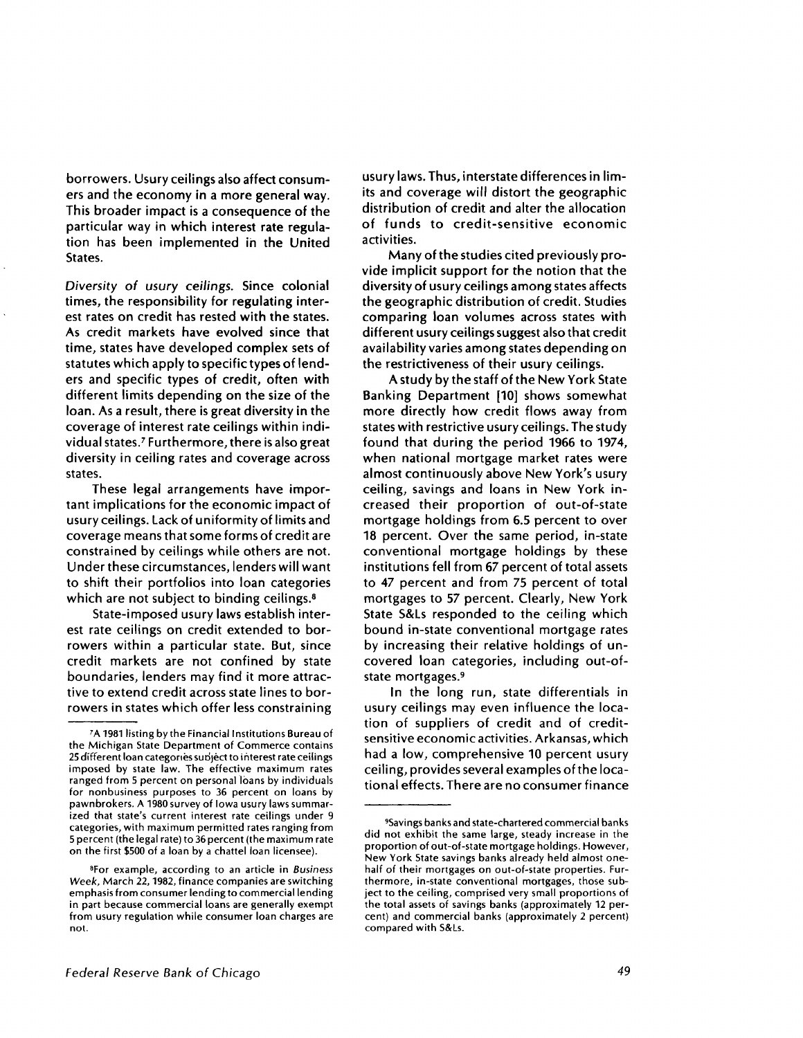borrowers. Usury ceilings also affect consumers and the economy in a more general way. This broader impact is a consequence of the particular way in which interest rate regulation has been implemented in the United States.

*Diversity of usury ceilings.* Since colonial times, the responsibility for regulating interest rates on credit has rested with the states. As credit markets have evolved since that time, states have developed complex sets of statutes which apply to specific types of lenders and specific types of credit, often with different limits depending on the size of the loan. As a result, there is great diversity in the coverage of interest rate ceilings within individual states.[7] Furthermore, there is also great diversity in ceiling rates and coverage across states.

These legal arrangements have important implications for the economic impact of usury ceilings. Lack of uniformity of limits and coverage means that some forms of credit are constrained by ceilings while others are not. Under these circumstances, lenders will want to shift their portfolios into loan categories which are not subject to binding ceilings.[8]

State-imposed usury laws establish interest rate ceilings on credit extended to borrowers within a particular state. But, since credit markets are not confined by state boundaries, lenders may find it more attractive to extend credit across state lines to borrowers in states which offer less constraining usury laws. Thus, interstate differences in limits and coverage will distort the geographic distribution of credit and alter the allocation of funds to credit-sensitive economic activities.

Many of the studies cited previously provide implicit support for the notion that the diversity of usury ceilings among states affects the geographic distribution of credit. Studies comparing loan volumes across states with different usury ceilings suggest also that credit availability varies among states depending on the restrictiveness of their usury ceilings.

A study by the staff of the New York State Banking Department [10] shows somewhat more directly how credit flows away from states with restrictive usury ceilings. The study found that during the period 1966 to 1974, when national mortgage market rates were almost continuously above New York's usury ceiling, savings and loans in New York increased their proportion of out-of-state mortgage holdings from 6.5 percent to over 18 percent. Over the same period, in-state conventional mortgage holdings by these institutions fell from 67 percent of total assets to 47 percent and from 75 percent of total mortgages to 57 percent. Clearly, New York State S&Ls responded to the ceiling which bound in-state conventional mortgage rates by increasing their relative holdings of uncovered loan categories, including out-of-state mortgages.[9]

In the long run, state differentials in usury ceilings may even influence the location of suppliers of credit and of credit-sensitive economic activities. Arkansas, which had a low, comprehensive 10 percent usury ceiling, provides several examples of the locational effects. There are no consumer finance

---

[7] A 1981 listing by the Financial Institutions Bureau of the Michigan State Department of Commerce contains 25 different loan categories subject to interest rate ceilings imposed by state law. The effective maximum rates ranged from 5 percent on personal loans by individuals for nonbusiness purposes to 36 percent on loans by pawnbrokers. A 1980 survey of Iowa usury laws summarized that state's current interest rate ceilings under 9 categories, with maximum permitted rates ranging from 5 percent (the legal rate) to 36 percent (the maximum rate on the first $500 of a loan by a chattel loan licensee).

[8] For example, according to an article in *Business Week*, March 22, 1982, finance companies are switching emphasis from consumer lending to commercial lending in part because commercial loans are generally exempt from usury regulation while consumer loan charges are not.

[9] Savings banks and state-chartered commercial banks did not exhibit the same large, steady increase in the proportion of out-of-state mortgage holdings. However, New York State savings banks already held almost one-half of their mortgages on out-of-state properties. Furthermore, in-state conventional mortgages, those subject to the ceiling, comprised very small proportions of the total assets of savings banks (approximately 12 percent) and commercial banks (approximately 2 percent) compared with S&Ls.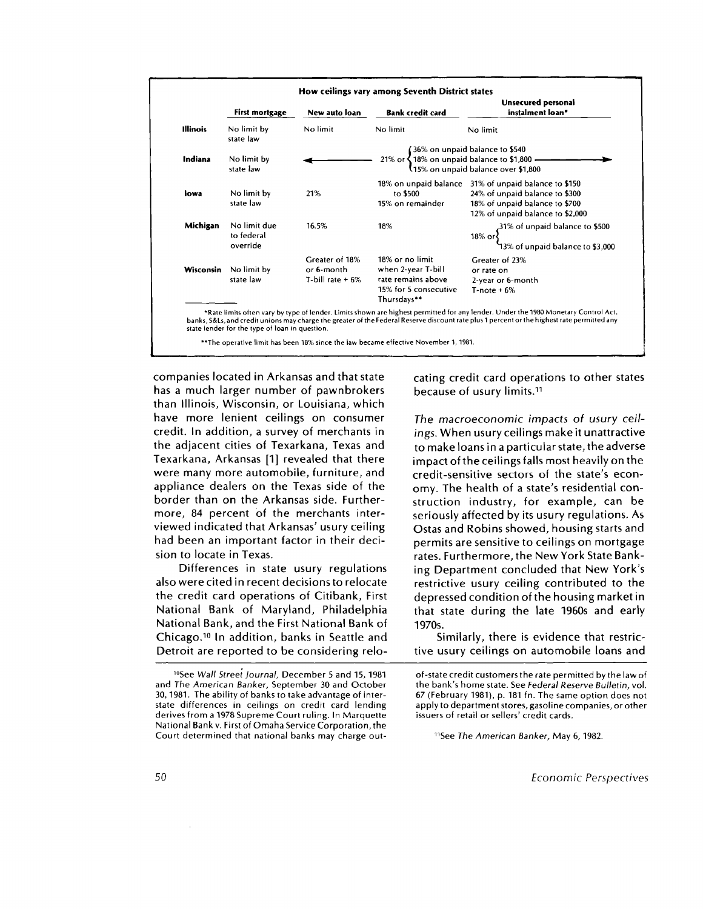**How ceilings vary among Seventh District states**

| | First mortgage | New auto loan | Bank credit card | Unsecured personal instalment loan* |
|---|---|---|---|---|
| **Illinois** | No limit by state law | No limit | No limit | No limit |
| **Indiana** | No limit by state law | ← 21% or {36% on unpaid balance to $540; 18% on unpaid balance to $1,800; 15% on unpaid balance over $1,800} → | | |
| **Iowa** | No limit by state law | 21% | 18% on unpaid balance to $500; 15% on remainder | 31% of unpaid balance to $150; 24% of unpaid balance to $300; 18% of unpaid balance to $700; 12% of unpaid balance to $2,000 |
| **Michigan** | No limit due to federal override | 16.5% | 18% | 18% or {31% of unpaid balance to $500; 13% of unpaid balance to $3,000} |
| **Wisconsin** | No limit by state law | Greater of 18% or 6-month T-bill rate + 6% | 18% or no limit when 2-year T-bill rate remains above 15% for 5 consecutive Thursdays** | Greater of 23% or rate on 2-year or 6-month T-note + 6% |

*Rate limits often vary by type of lender. Limits shown are highest permitted for any lender. Under the 1980 Monetary Control Act, banks, S&Ls, and credit unions may charge the greater of the Federal Reserve discount rate plus 1 percent or the highest rate permitted any state lender for the type of loan in question.

**The operative limit has been 18% since the law became effective November 1, 1981.

companies located in Arkansas and that state has a much larger number of pawnbrokers than Illinois, Wisconsin, or Louisiana, which have more lenient ceilings on consumer credit. In addition, a survey of merchants in the adjacent cities of Texarkana, Texas and Texarkana, Arkansas [1] revealed that there were many more automobile, furniture, and appliance dealers on the Texas side of the border than on the Arkansas side. Furthermore, 84 percent of the merchants interviewed indicated that Arkansas' usury ceiling had been an important factor in their decision to locate in Texas.

Differences in state usury regulations also were cited in recent decisions to relocate the credit card operations of Citibank, First National Bank of Maryland, Philadelphia National Bank, and the First National Bank of Chicago.[10] In addition, banks in Seattle and Detroit are reported to be considering relocating credit card operations to other states because of usury limits.[11]

*The macroeconomic impacts of usury ceilings.* When usury ceilings make it unattractive to make loans in a particular state, the adverse impact of the ceilings falls most heavily on the credit-sensitive sectors of the state's economy. The health of a state's residential construction industry, for example, can be seriously affected by its usury regulations. As Ostas and Robins showed, housing starts and permits are sensitive to ceilings on mortgage rates. Furthermore, the New York State Banking Department concluded that New York's restrictive usury ceiling contributed to the depressed condition of the housing market in that state during the late 1960s and early 1970s.

Similarly, there is evidence that restrictive usury ceilings on automobile loans and

[10]See *Wall Street Journal*, December 5 and 15, 1981 and *The American Banker*, September 30 and October 30, 1981. The ability of banks to take advantage of interstate differences in ceilings on credit card lending derives from a 1978 Supreme Court ruling. In Marquette National Bank v. First of Omaha Service Corporation, the Court determined that national banks may charge out-of-state credit customers the rate permitted by the law of the bank's home state. See *Federal Reserve Bulletin*, vol. 67 (February 1981), p. 181 fn. The same option does not apply to department stores, gasoline companies, or other issuers of retail or sellers' credit cards.

[11]See *The American Banker*, May 6, 1982.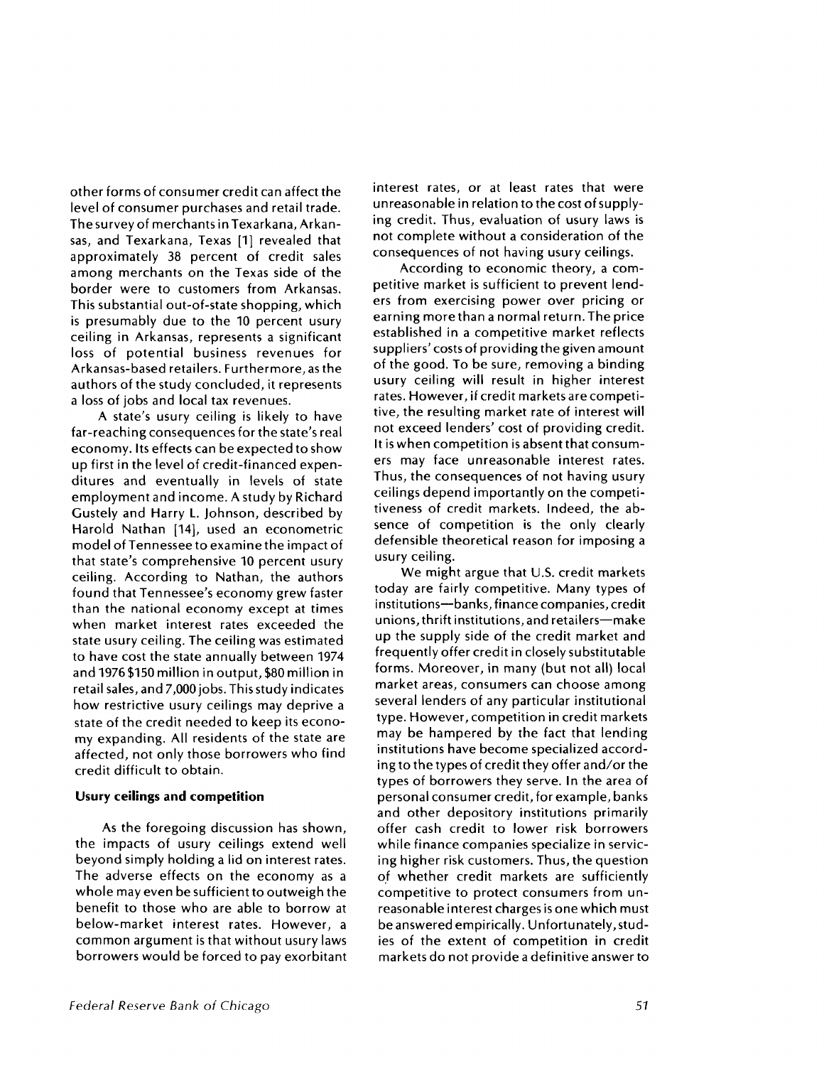other forms of consumer credit can affect the level of consumer purchases and retail trade. The survey of merchants in Texarkana, Arkansas, and Texarkana, Texas [1] revealed that approximately 38 percent of credit sales among merchants on the Texas side of the border were to customers from Arkansas. This substantial out-of-state shopping, which is presumably due to the 10 percent usury ceiling in Arkansas, represents a significant loss of potential business revenues for Arkansas-based retailers. Furthermore, as the authors of the study concluded, it represents a loss of jobs and local tax revenues.

A state's usury ceiling is likely to have far-reaching consequences for the state's real economy. Its effects can be expected to show up first in the level of credit-financed expenditures and eventually in levels of state employment and income. A study by Richard Gustely and Harry L. Johnson, described by Harold Nathan [14], used an econometric model of Tennessee to examine the impact of that state's comprehensive 10 percent usury ceiling. According to Nathan, the authors found that Tennessee's economy grew faster than the national economy except at times when market interest rates exceeded the state usury ceiling. The ceiling was estimated to have cost the state annually between 1974 and 1976 $150 million in output, $80 million in retail sales, and 7,000 jobs. This study indicates how restrictive usury ceilings may deprive a state of the credit needed to keep its economy expanding. All residents of the state are affected, not only those borrowers who find credit difficult to obtain.

### Usury ceilings and competition

As the foregoing discussion has shown, the impacts of usury ceilings extend well beyond simply holding a lid on interest rates. The adverse effects on the economy as a whole may even be sufficient to outweigh the benefit to those who are able to borrow at below-market interest rates. However, a common argument is that without usury laws borrowers would be forced to pay exorbitant interest rates, or at least rates that were unreasonable in relation to the cost of supplying credit. Thus, evaluation of usury laws is not complete without a consideration of the consequences of not having usury ceilings.

According to economic theory, a competitive market is sufficient to prevent lenders from exercising power over pricing or earning more than a normal return. The price established in a competitive market reflects suppliers' costs of providing the given amount of the good. To be sure, removing a binding usury ceiling will result in higher interest rates. However, if credit markets are competitive, the resulting market rate of interest will not exceed lenders' cost of providing credit. It is when competition is absent that consumers may face unreasonable interest rates. Thus, the consequences of not having usury ceilings depend importantly on the competitiveness of credit markets. Indeed, the absence of competition is the only clearly defensible theoretical reason for imposing a usury ceiling.

We might argue that U.S. credit markets today are fairly competitive. Many types of institutions—banks, finance companies, credit unions, thrift institutions, and retailers—make up the supply side of the credit market and frequently offer credit in closely substitutable forms. Moreover, in many (but not all) local market areas, consumers can choose among several lenders of any particular institutional type. However, competition in credit markets may be hampered by the fact that lending institutions have become specialized according to the types of credit they offer and/or the types of borrowers they serve. In the area of personal consumer credit, for example, banks and other depository institutions primarily offer cash credit to lower risk borrowers while finance companies specialize in servicing higher risk customers. Thus, the question of whether credit markets are sufficiently competitive to protect consumers from unreasonable interest charges is one which must be answered empirically. Unfortunately, studies of the extent of competition in credit markets do not provide a definitive answer to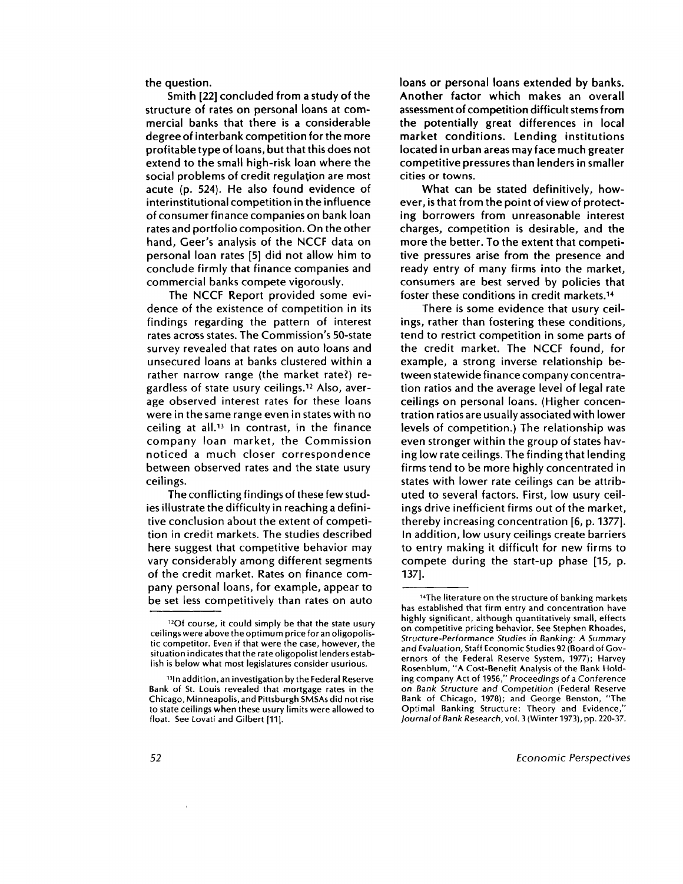the question.

Smith [22] concluded from a study of the structure of rates on personal loans at commercial banks that there is a considerable degree of interbank competition for the more profitable type of loans, but that this does not extend to the small high-risk loan where the social problems of credit regulation are most acute (p. 524). He also found evidence of interinstitutional competition in the influence of consumer finance companies on bank loan rates and portfolio composition. On the other hand, Geer's analysis of the NCCF data on personal loan rates [5] did not allow him to conclude firmly that finance companies and commercial banks compete vigorously.

The NCCF Report provided some evidence of the existence of competition in its findings regarding the pattern of interest rates across states. The Commission's 50-state survey revealed that rates on auto loans and unsecured loans at banks clustered within a rather narrow range (the market rate?) regardless of state usury ceilings.[12] Also, average observed interest rates for these loans were in the same range even in states with no ceiling at all.[13] In contrast, in the finance company loan market, the Commission noticed a much closer correspondence between observed rates and the state usury ceilings.

The conflicting findings of these few studies illustrate the difficulty in reaching a definitive conclusion about the extent of competition in credit markets. The studies described here suggest that competitive behavior may vary considerably among different segments of the credit market. Rates on finance company personal loans, for example, appear to be set less competitively than rates on auto loans or personal loans extended by banks. Another factor which makes an overall assessment of competition difficult stems from the potentially great differences in local market conditions. Lending institutions located in urban areas may face much greater competitive pressures than lenders in smaller cities or towns.

What can be stated definitively, however, is that from the point of view of protecting borrowers from unreasonable interest charges, competition is desirable, and the more the better. To the extent that competitive pressures arise from the presence and ready entry of many firms into the market, consumers are best served by policies that foster these conditions in credit markets.[14]

There is some evidence that usury ceilings, rather than fostering these conditions, tend to restrict competition in some parts of the credit market. The NCCF found, for example, a strong inverse relationship between statewide finance company concentration ratios and the average level of legal rate ceilings on personal loans. (Higher concentration ratios are usually associated with lower levels of competition.) The relationship was even stronger within the group of states having low rate ceilings. The finding that lending firms tend to be more highly concentrated in states with lower rate ceilings can be attributed to several factors. First, low usury ceilings drive inefficient firms out of the market, thereby increasing concentration [6, p. 1377]. In addition, low usury ceilings create barriers to entry making it difficult for new firms to compete during the start-up phase [15, p. 137].

---

[12] Of course, it could simply be that the state usury ceilings were above the optimum price for an oligopolistic competitor. Even if that were the case, however, the situation indicates that the rate oligopolist lenders establish is below what most legislatures consider usurious.

[13] In addition, an investigation by the Federal Reserve Bank of St. Louis revealed that mortgage rates in the Chicago, Minneapolis, and Pittsburgh SMSAs did not rise to state ceilings when these usury limits were allowed to float. See Lovati and Gilbert [11].

[14] The literature on the structure of banking markets has established that firm entry and concentration have highly significant, although quantitatively small, effects on competitive pricing behavior. See Stephen Rhoades, *Structure-Performance Studies in Banking: A Summary and Evaluation*, Staff Economic Studies 92 (Board of Governors of the Federal Reserve System, 1977); Harvey Rosenblum, "A Cost-Benefit Analysis of the Bank Holding company Act of 1956," *Proceedings of a Conference on Bank Structure and Competition* (Federal Reserve Bank of Chicago, 1978); and George Benston, "The Optimal Banking Structure: Theory and Evidence," *Journal of Bank Research*, vol. 3 (Winter 1973), pp. 220-37.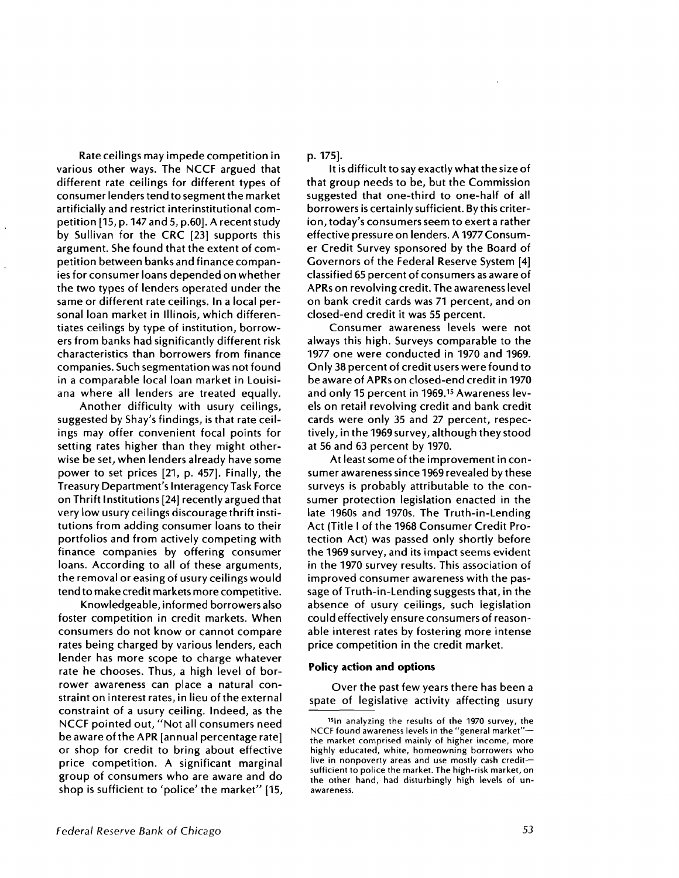Rate ceilings may impede competition in various other ways. The NCCF argued that different rate ceilings for different types of consumer lenders tend to segment the market artificially and restrict interinstitutional competition [15, p. 147 and 5, p.60]. A recent study by Sullivan for the CRC [23] supports this argument. She found that the extent of competition between banks and finance companies for consumer loans depended on whether the two types of lenders operated under the same or different rate ceilings. In a local personal loan market in Illinois, which differentiates ceilings by type of institution, borrowers from banks had significantly different risk characteristics than borrowers from finance companies. Such segmentation was not found in a comparable local loan market in Louisiana where all lenders are treated equally.

Another difficulty with usury ceilings, suggested by Shay's findings, is that rate ceilings may offer convenient focal points for setting rates higher than they might otherwise be set, when lenders already have some power to set prices [21, p. 457]. Finally, the Treasury Department's Interagency Task Force on Thrift Institutions [24] recently argued that very low usury ceilings discourage thrift institutions from adding consumer loans to their portfolios and from actively competing with finance companies by offering consumer loans. According to all of these arguments, the removal or easing of usury ceilings would tend to make credit markets more competitive.

Knowledgeable, informed borrowers also foster competition in credit markets. When consumers do not know or cannot compare rates being charged by various lenders, each lender has more scope to charge whatever rate he chooses. Thus, a high level of borrower awareness can place a natural constraint on interest rates, in lieu of the external constraint of a usury ceiling. Indeed, as the NCCF pointed out, "Not all consumers need be aware of the APR [annual percentage rate] or shop for credit to bring about effective price competition. A significant marginal group of consumers who are aware and do shop is sufficient to 'police' the market" [15, p. 175].

It is difficult to say exactly what the size of that group needs to be, but the Commission suggested that one-third to one-half of all borrowers is certainly sufficient. By this criterion, today's consumers seem to exert a rather effective pressure on lenders. A 1977 Consumer Credit Survey sponsored by the Board of Governors of the Federal Reserve System [4] classified 65 percent of consumers as aware of APRs on revolving credit. The awareness level on bank credit cards was 71 percent, and on closed-end credit it was 55 percent.

Consumer awareness levels were not always this high. Surveys comparable to the 1977 one were conducted in 1970 and 1969. Only 38 percent of credit users were found to be aware of APRs on closed-end credit in 1970 and only 15 percent in 1969.[15] Awareness levels on retail revolving credit and bank credit cards were only 35 and 27 percent, respectively, in the 1969 survey, although they stood at 56 and 63 percent by 1970.

At least some of the improvement in consumer awareness since 1969 revealed by these surveys is probably attributable to the consumer protection legislation enacted in the late 1960s and 1970s. The Truth-in-Lending Act (Title I of the 1968 Consumer Credit Protection Act) was passed only shortly before the 1969 survey, and its impact seems evident in the 1970 survey results. This association of improved consumer awareness with the passage of Truth-in-Lending suggests that, in the absence of usury ceilings, such legislation could effectively ensure consumers of reasonable interest rates by fostering more intense price competition in the credit market.

#### Policy action and options

Over the past few years there has been a spate of legislative activity affecting usury

[15] In analyzing the results of the 1970 survey, the NCCF found awareness levels in the "general market"—the market comprised mainly of higher income, more highly educated, white, homeowning borrowers who live in nonpoverty areas and use mostly cash credit—sufficient to police the market. The high-risk market, on the other hand, had disturbingly high levels of unawareness.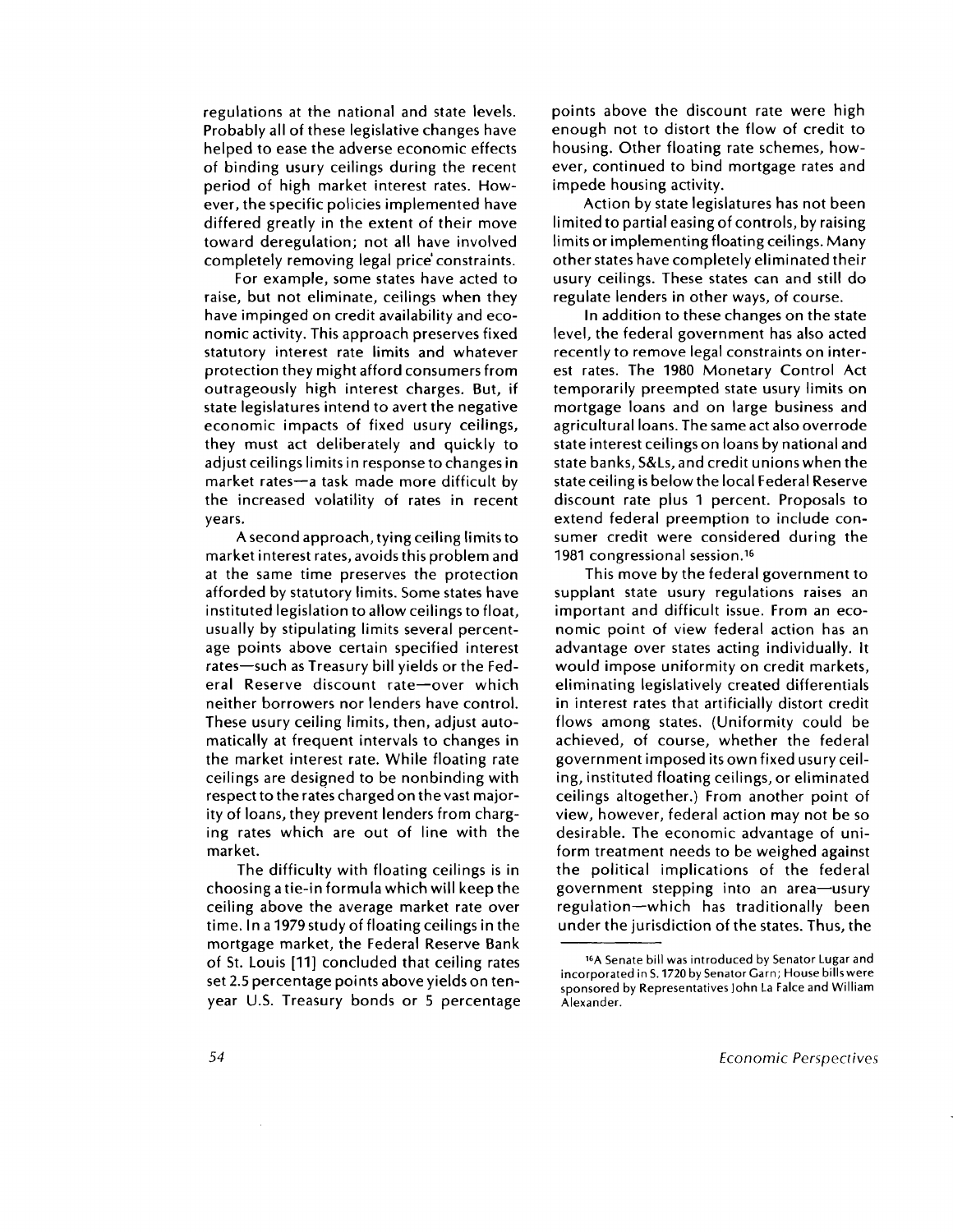regulations at the national and state levels. Probably all of these legislative changes have helped to ease the adverse economic effects of binding usury ceilings during the recent period of high market interest rates. However, the specific policies implemented have differed greatly in the extent of their move toward deregulation; not all have involved completely removing legal price constraints.

For example, some states have acted to raise, but not eliminate, ceilings when they have impinged on credit availability and economic activity. This approach preserves fixed statutory interest rate limits and whatever protection they might afford consumers from outrageously high interest charges. But, if state legislatures intend to avert the negative economic impacts of fixed usury ceilings, they must act deliberately and quickly to adjust ceilings limits in response to changes in market rates—a task made more difficult by the increased volatility of rates in recent years.

A second approach, tying ceiling limits to market interest rates, avoids this problem and at the same time preserves the protection afforded by statutory limits. Some states have instituted legislation to allow ceilings to float, usually by stipulating limits several percentage points above certain specified interest rates—such as Treasury bill yields or the Federal Reserve discount rate—over which neither borrowers nor lenders have control. These usury ceiling limits, then, adjust automatically at frequent intervals to changes in the market interest rate. While floating rate ceilings are designed to be nonbinding with respect to the rates charged on the vast majority of loans, they prevent lenders from charging rates which are out of line with the market.

The difficulty with floating ceilings is in choosing a tie-in formula which will keep the ceiling above the average market rate over time. In a 1979 study of floating ceilings in the mortgage market, the Federal Reserve Bank of St. Louis [11] concluded that ceiling rates set 2.5 percentage points above yields on ten-year U.S. Treasury bonds or 5 percentage points above the discount rate were high enough not to distort the flow of credit to housing. Other floating rate schemes, however, continued to bind mortgage rates and impede housing activity.

Action by state legislatures has not been limited to partial easing of controls, by raising limits or implementing floating ceilings. Many other states have completely eliminated their usury ceilings. These states can and still do regulate lenders in other ways, of course.

In addition to these changes on the state level, the federal government has also acted recently to remove legal constraints on interest rates. The 1980 Monetary Control Act temporarily preempted state usury limits on mortgage loans and on large business and agricultural loans. The same act also overrode state interest ceilings on loans by national and state banks, S&Ls, and credit unions when the state ceiling is below the local Federal Reserve discount rate plus 1 percent. Proposals to extend federal preemption to include consumer credit were considered during the 1981 congressional session.[16]

This move by the federal government to supplant state usury regulations raises an important and difficult issue. From an economic point of view federal action has an advantage over states acting individually. It would impose uniformity on credit markets, eliminating legislatively created differentials in interest rates that artificially distort credit flows among states. (Uniformity could be achieved, of course, whether the federal government imposed its own fixed usury ceiling, instituted floating ceilings, or eliminated ceilings altogether.) From another point of view, however, federal action may not be so desirable. The economic advantage of uniform treatment needs to be weighed against the political implications of the federal government stepping into an area—usury regulation—which has traditionally been under the jurisdiction of the states. Thus, the

[16] A Senate bill was introduced by Senator Lugar and incorporated in S. 1720 by Senator Garn; House bills were sponsored by Representatives John La Falce and William Alexander.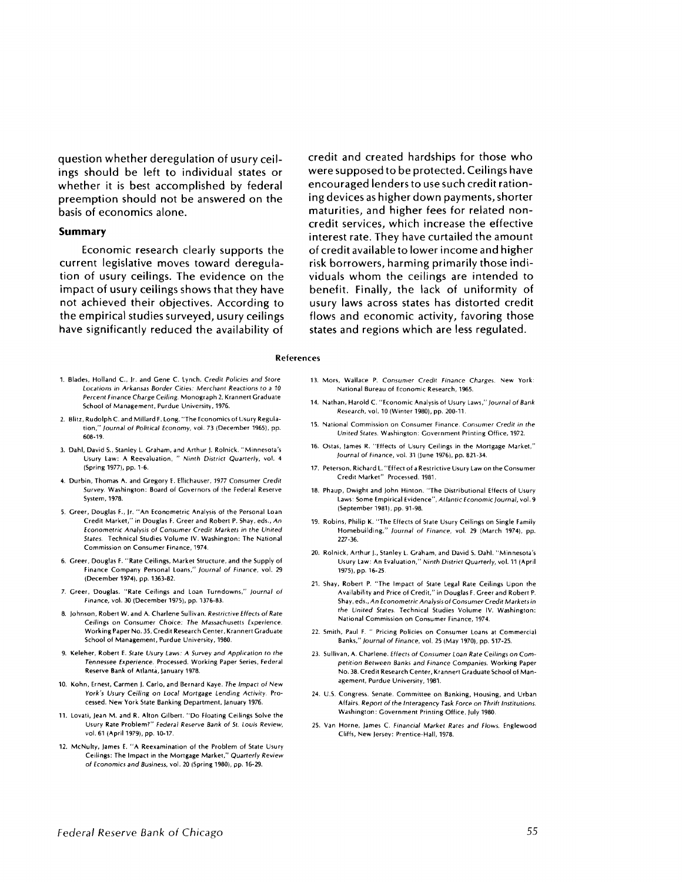question whether deregulation of usury ceilings should be left to individual states or whether it is best accomplished by federal preemption should not be answered on the basis of economics alone.

### Summary

Economic research clearly supports the current legislative moves toward deregulation of usury ceilings. The evidence on the impact of usury ceilings shows that they have not achieved their objectives. According to the empirical studies surveyed, usury ceilings have significantly reduced the availability of credit and created hardships for those who were supposed to be protected. Ceilings have encouraged lenders to use such credit rationing devices as higher down payments, shorter maturities, and higher fees for related noncredit services, which increase the effective interest rate. They have curtailed the amount of credit available to lower income and higher risk borrowers, harming primarily those individuals whom the ceilings are intended to benefit. Finally, the lack of uniformity of usury laws across states has distorted credit flows and economic activity, favoring those states and regions which are less regulated.

### References

1. Blades, Holland C., Jr. and Gene C. Lynch. *Credit Policies and Store Locations in Arkansas Border Cities: Merchant Reactions to a 10 Percent Finance Charge Ceiling.* Monograph 2, Krannert Graduate School of Management, Purdue University, 1976.
2. Blitz, Rudolph C. and Millard F. Long. "The Economics of Usury Regulation," *Journal of Political Economy,* vol. 73 (December 1965), pp. 608-19.
3. Dahl, David S., Stanley L. Graham, and Arthur J. Rolnick. "Minnesota's Usury Law: A Reevaluation," *Ninth District Quarterly,* vol. 4 (Spring 1977), pp. 1-6.
4. Durbin, Thomas A. and Gregory E. Ellichauser, *1977 Consumer Credit Survey.* Washington: Board of Governors of the Federal Reserve System, 1978.
5. Greer, Douglas F., Jr. "An Econometric Analysis of the Personal Loan Credit Market," in Douglas F. Greer and Robert P. Shay, eds., *An Econometric Analysis of Consumer Credit Markets in the United States.* Technical Studies Volume IV. Washington: The National Commission on Consumer Finance, 1974.
6. Greer, Douglas F. "Rate Ceilings, Market Structure, and the Supply of Finance Company Personal Loans," *Journal of Finance,* vol. 29 (December 1974), pp. 1363-82.
7. Greer, Douglas. "Rate Ceilings and Loan Turndowns," *Journal of Finance,* vol. 30 (December 1975), pp. 1376-83.
8. Johnson, Robert W. and A. Charlene Sullivan. *Restrictive Effects of Rate Ceilings on Consumer Choice: The Massachusetts Experience.* Working Paper No. 35. Credit Research Center, Krannert Graduate School of Management, Purdue University, 1980.
9. Keleher, Robert E. *State Usury Laws: A Survey and Application to the Tennessee Experience.* Processed. Working Paper Series, Federal Reserve Bank of Atlanta, January 1978.
10. Kohn, Ernest, Carmen J. Carlo, and Bernard Kaye. *The Impact of New York's Usury Ceiling on Local Mortgage Lending Activity.* Processed. New York State Banking Department, January 1976.
11. Lovati, Jean M. and R. Alton Gilbert. "Do Floating Ceilings Solve the Usury Rate Problem?" *Federal Reserve Bank of St. Louis Review,* vol. 61 (April 1979), pp. 10-17.
12. McNulty, James E. "A Reexamination of the Problem of State Usury Ceilings: The Impact in the Mortgage Market," *Quarterly Review of Economics and Business,* vol. 20 (Spring 1980), pp. 16-29.
13. Mors, Wallace P. *Consumer Credit Finance Charges.* New York: National Bureau of Economic Research, 1965.
14. Nathan, Harold C. "Economic Analysis of Usury Laws," *Journal of Bank Research,* vol. 10 (Winter 1980), pp. 200-11.
15. National Commission on Consumer Finance. *Consumer Credit in the United States.* Washington: Government Printing Office, 1972.
16. Ostas, James R. "Effects of Usury Ceilings in the Mortgage Market," *Journal of Finance,* vol. 31 (June 1976), pp. 821-34.
17. Peterson, Richard L. "Effect of a Restrictive Usury Law on the Consumer Credit Market" Processed. 1981.
18. Phaup, Dwight and John Hinton. "The Distributional Effects of Usury Laws: Some Empirical Evidence", *Atlantic Economic Journal,* vol. 9 (September 1981), pp. 91-98.
19. Robins, Philip K. "The Effects of State Usury Ceilings on Single Family Homebuilding," *Journal of Finance,* vol. 29 (March 1974), pp. 227-36.
20. Rolnick, Arthur J., Stanley L. Graham, and David S. Dahl. "Minnesota's Usury Law: An Evaluation," *Ninth District Quarterly,* vol. 11 (April 1975), pp. 16-25.
21. Shay, Robert P. "The Impact of State Legal Rate Ceilings Upon the Availability and Price of Credit," in Douglas F. Greer and Robert P. Shay, eds., *An Econometric Analysis of Consumer Credit Markets in the United States.* Technical Studies Volume IV. Washington: National Commission on Consumer Finance, 1974.
22. Smith, Paul F. " Pricing Policies on Consumer Loans at Commercial Banks," *Journal of Finance,* vol. 25 (May 1970), pp. 517-25.
23. Sullivan, A. Charlene. *Effects of Consumer Loan Rate Ceilings on Competition Between Banks and Finance Companies.* Working Paper No. 38. Credit Research Center, Krannert Graduate School of Management, Purdue University, 1981.
24. U.S. Congress. Senate. Committee on Banking, Housing, and Urban Affairs. *Report of the Interagency Task Force on Thrift Institutions.* Washington: Government Printing Office, July 1980.
25. Van Horne, James C. *Financial Market Rates and Flows.* Englewood Cliffs, New Jersey: Prentice-Hall, 1978.